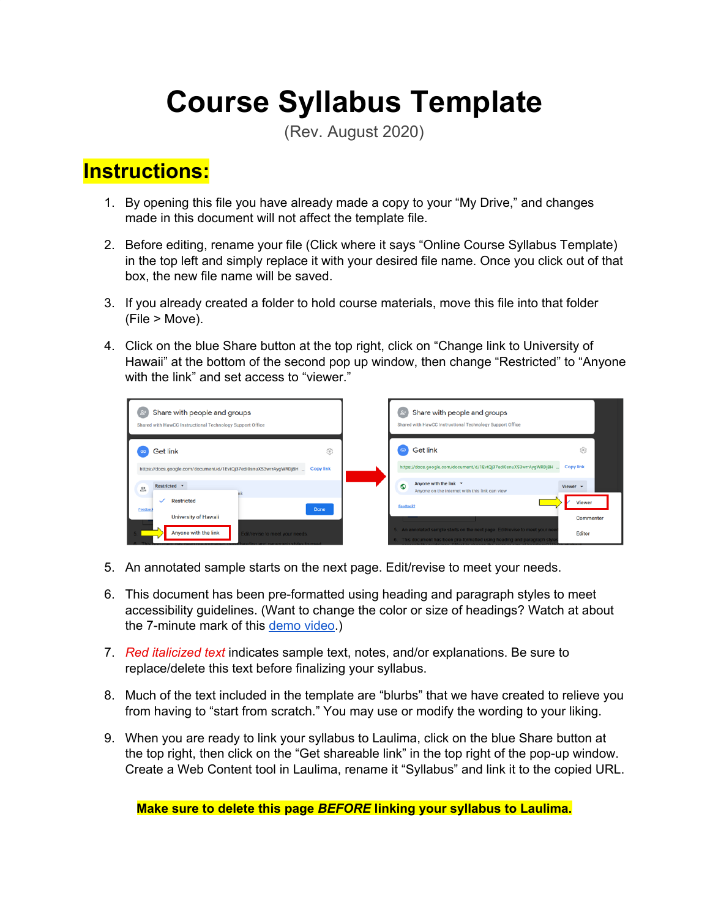# Course Syllabus Template

(Rev. August 2020)

## Instructions:

1. By opening this file you have already made a copy to your "My Drive," and changes made in this document will not affect the template file.

2. Before editing, rename your file (Click where it says "Online Course Syllabus Template) in the top left and simply replace it with your desired file name. Once you click out of that box, the new file name will be saved.

3. If you already created a folder to hold course materials, move this file into that folder (File > Move).

4. Click on the blue Share button at the top right, click on "Change link to University of Hawaii" at the bottom of the second pop up window, then change "Restricted" to "Anyone with the link" and set access to "viewer."

5. An annotated sample starts on the next page. Edit/revise to meet your needs.

6. This document has been pre-formatted using heading and paragraph styles to meet accessibility guidelines. (Want to change the color or size of headings? Watch at about the 7-minute mark of this demo video.)

7. *Red italicized text* indicates sample text, notes, and/or explanations. Be sure to replace/delete this text before finalizing your syllabus.

8. Much of the text included in the template are "blurbs" that we have created to relieve you from having to "start from scratch." You may use or modify the wording to your liking.

9. When you are ready to link your syllabus to Laulima, click on the blue Share button at the top right, then click on the "Get shareable link" in the top right of the pop-up window. Create a Web Content tool in Laulima, rename it "Syllabus" and link it to the copied URL.

**Make sure to delete this page *BEFORE* linking your syllabus to Laulima.**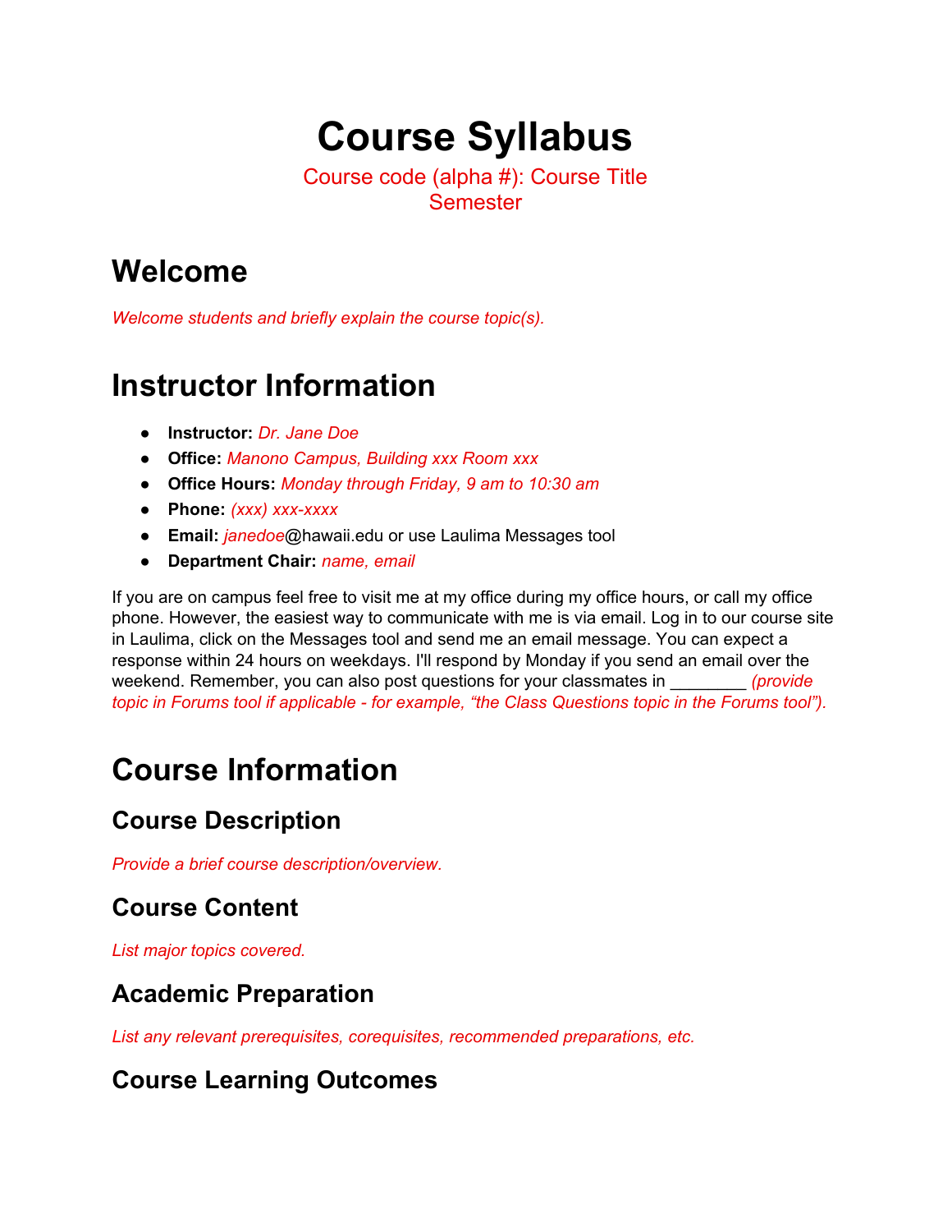# Course Syllabus

Course code (alpha #): Course Title
Semester

# Welcome

*Welcome students and briefly explain the course topic(s).*

# Instructor Information

- **Instructor:** *Dr. Jane Doe*
- **Office:** *Manono Campus, Building xxx Room xxx*
- **Office Hours:** *Monday through Friday, 9 am to 10:30 am*
- **Phone:** *(xxx) xxx-xxxx*
- **Email:** *janedoe*@hawaii.edu or use Laulima Messages tool
- **Department Chair:** *name, email*

If you are on campus feel free to visit me at my office during my office hours, or call my office phone. However, the easiest way to communicate with me is via email. Log in to our course site in Laulima, click on the Messages tool and send me an email message. You can expect a response within 24 hours on weekdays. I'll respond by Monday if you send an email over the weekend. Remember, you can also post questions for your classmates in ________ *(provide topic in Forums tool if applicable - for example, "the Class Questions topic in the Forums tool").*

# Course Information

## Course Description

*Provide a brief course description/overview.*

## Course Content

*List major topics covered.*

## Academic Preparation

*List any relevant prerequisites, corequisites, recommended preparations, etc.*

## Course Learning Outcomes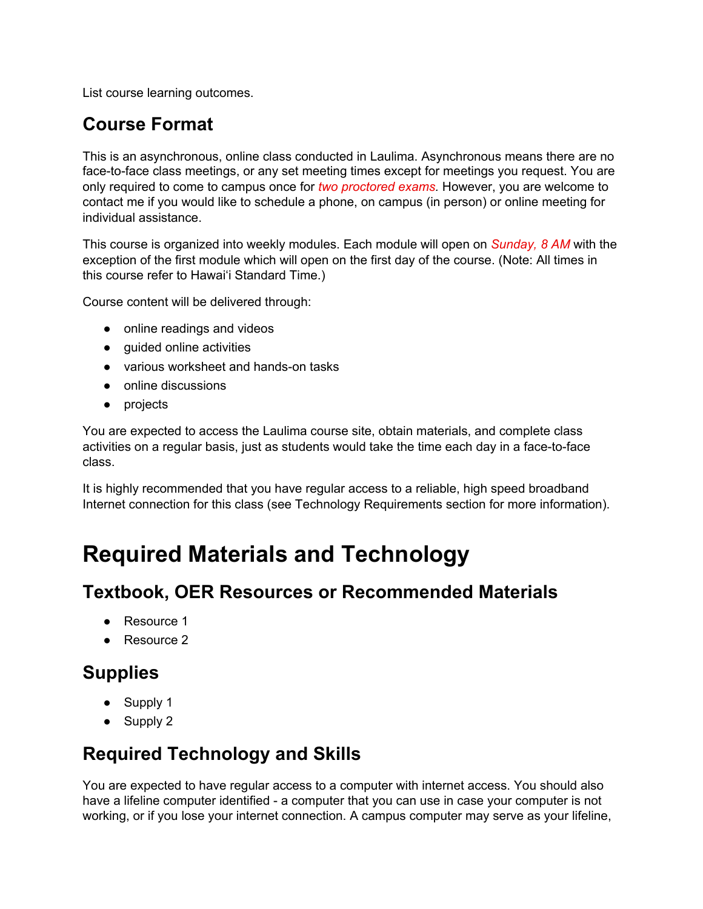List course learning outcomes.

## Course Format

This is an asynchronous, online class conducted in Laulima. Asynchronous means there are no face-to-face class meetings, or any set meeting times except for meetings you request. You are only required to come to campus once for *two proctored exams.* However, you are welcome to contact me if you would like to schedule a phone, on campus (in person) or online meeting for individual assistance.

This course is organized into weekly modules. Each module will open on *Sunday, 8 AM* with the exception of the first module which will open on the first day of the course. (Note: All times in this course refer to Hawaiʻi Standard Time.)

Course content will be delivered through:

- online readings and videos
- guided online activities
- various worksheet and hands-on tasks
- online discussions
- projects

You are expected to access the Laulima course site, obtain materials, and complete class activities on a regular basis, just as students would take the time each day in a face-to-face class.

It is highly recommended that you have regular access to a reliable, high speed broadband Internet connection for this class (see Technology Requirements section for more information).

# Required Materials and Technology

## Textbook, OER Resources or Recommended Materials

- Resource 1
- Resource 2

## Supplies

- Supply 1
- Supply 2

## Required Technology and Skills

You are expected to have regular access to a computer with internet access. You should also have a lifeline computer identified - a computer that you can use in case your computer is not working, or if you lose your internet connection. A campus computer may serve as your lifeline,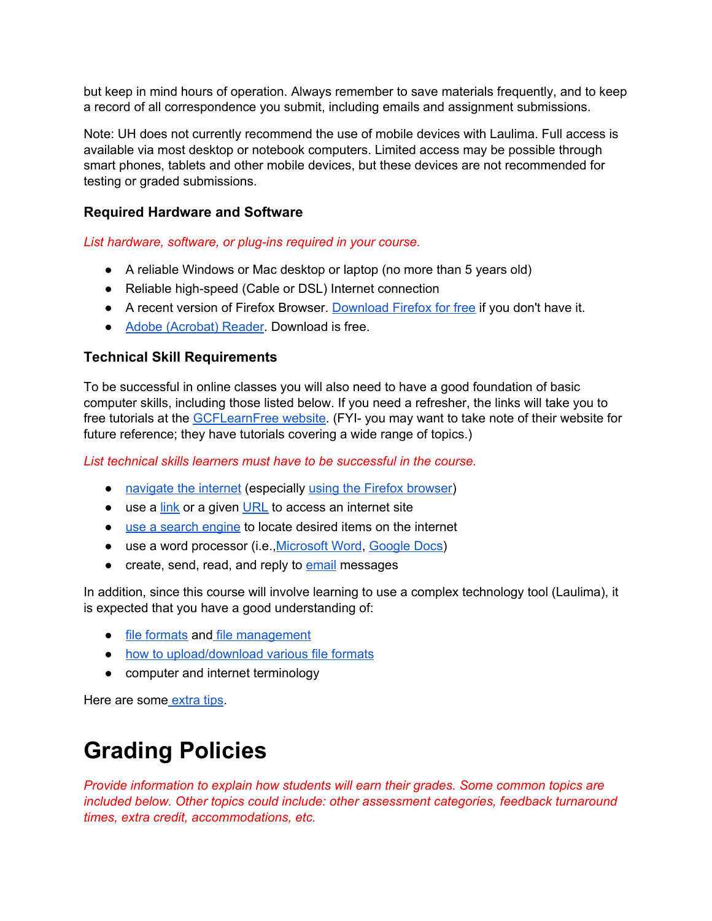but keep in mind hours of operation. Always remember to save materials frequently, and to keep a record of all correspondence you submit, including emails and assignment submissions.

Note: UH does not currently recommend the use of mobile devices with Laulima. Full access is available via most desktop or notebook computers. Limited access may be possible through smart phones, tablets and other mobile devices, but these devices are not recommended for testing or graded submissions.

### Required Hardware and Software

*List hardware, software, or plug-ins required in your course.*

- A reliable Windows or Mac desktop or laptop (no more than 5 years old)
- Reliable high-speed (Cable or DSL) Internet connection
- A recent version of Firefox Browser. Download Firefox for free if you don't have it.
- Adobe (Acrobat) Reader. Download is free.

### Technical Skill Requirements

To be successful in online classes you will also need to have a good foundation of basic computer skills, including those listed below. If you need a refresher, the links will take you to free tutorials at the GCFLearnFree website. (FYI- you may want to take note of their website for future reference; they have tutorials covering a wide range of topics.)

*List technical skills learners must have to be successful in the course.*

- navigate the internet (especially using the Firefox browser)
- use a link or a given URL to access an internet site
- use a search engine to locate desired items on the internet
- use a word processor (i.e.,Microsoft Word, Google Docs)
- create, send, read, and reply to email messages

In addition, since this course will involve learning to use a complex technology tool (Laulima), it is expected that you have a good understanding of:

- file formats and file management
- how to upload/download various file formats
- computer and internet terminology

Here are some extra tips.

# Grading Policies

*Provide information to explain how students will earn their grades. Some common topics are included below. Other topics could include: other assessment categories, feedback turnaround times, extra credit, accommodations, etc.*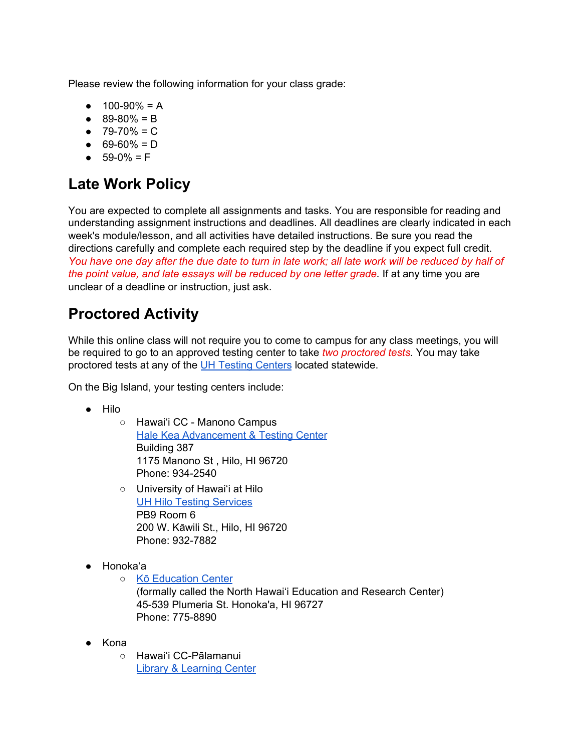Please review the following information for your class grade:

- 100-90% = A
- 89-80% = B
- 79-70% = C
- 69-60% = D
- 59-0% = F

## Late Work Policy

You are expected to complete all assignments and tasks. You are responsible for reading and understanding assignment instructions and deadlines. All deadlines are clearly indicated in each week's module/lesson, and all activities have detailed instructions. Be sure you read the directions carefully and complete each required step by the deadline if you expect full credit. *You have one day after the due date to turn in late work; all late work will be reduced by half of the point value, and late essays will be reduced by one letter grade.* If at any time you are unclear of a deadline or instruction, just ask.

## Proctored Activity

While this online class will not require you to come to campus for any class meetings, you will be required to go to an approved testing center to take *two proctored tests*. You may take proctored tests at any of the UH Testing Centers located statewide.

On the Big Island, your testing centers include:

- Hilo
  - Hawaiʻi CC - Manono Campus
    Hale Kea Advancement & Testing Center
    Building 387
    1175 Manono St , Hilo, HI 96720
    Phone: 934-2540
  - University of Hawaiʻi at Hilo
    UH Hilo Testing Services
    PB9 Room 6
    200 W. Kāwili St., Hilo, HI 96720
    Phone: 932-7882
- Honokaʻa
  - Kō Education Center
    (formally called the North Hawaiʻi Education and Research Center)
    45-539 Plumeria St. Honoka'a, HI 96727
    Phone: 775-8890
- Kona
  - Hawaiʻi CC-Pālamanui
    Library & Learning Center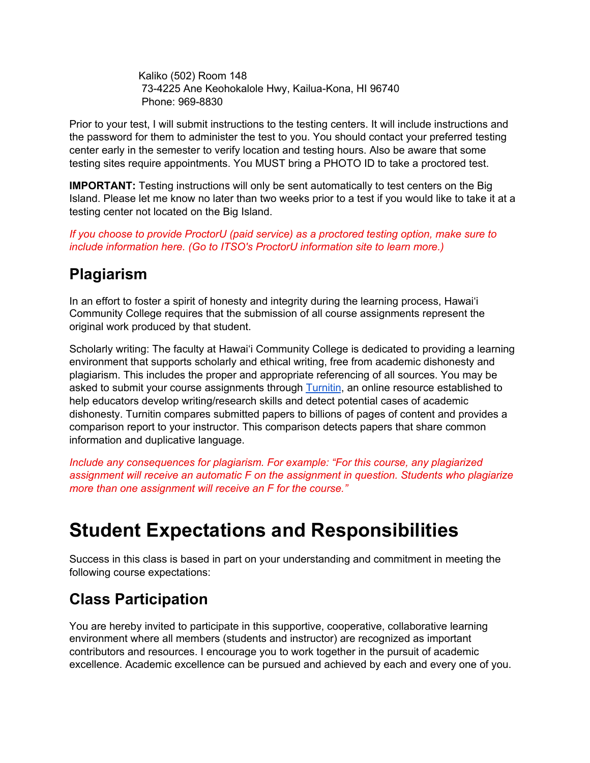Kaliko (502) Room 148
73-4225 Ane Keohokalole Hwy, Kailua-Kona, HI 96740
Phone: 969-8830

Prior to your test, I will submit instructions to the testing centers. It will include instructions and the password for them to administer the test to you. You should contact your preferred testing center early in the semester to verify location and testing hours. Also be aware that some testing sites require appointments. You MUST bring a PHOTO ID to take a proctored test.

**IMPORTANT:** Testing instructions will only be sent automatically to test centers on the Big Island. Please let me know no later than two weeks prior to a test if you would like to take it at a testing center not located on the Big Island.

*If you choose to provide ProctorU (paid service) as a proctored testing option, make sure to include information here. (Go to ITSO's ProctorU information site to learn more.)*

## Plagiarism

In an effort to foster a spirit of honesty and integrity during the learning process, Hawaiʻi Community College requires that the submission of all course assignments represent the original work produced by that student.

Scholarly writing: The faculty at Hawaiʻi Community College is dedicated to providing a learning environment that supports scholarly and ethical writing, free from academic dishonesty and plagiarism. This includes the proper and appropriate referencing of all sources. You may be asked to submit your course assignments through Turnitin, an online resource established to help educators develop writing/research skills and detect potential cases of academic dishonesty. Turnitin compares submitted papers to billions of pages of content and provides a comparison report to your instructor. This comparison detects papers that share common information and duplicative language.

*Include any consequences for plagiarism. For example: "For this course, any plagiarized assignment will receive an automatic F on the assignment in question. Students who plagiarize more than one assignment will receive an F for the course."*

# Student Expectations and Responsibilities

Success in this class is based in part on your understanding and commitment in meeting the following course expectations:

## Class Participation

You are hereby invited to participate in this supportive, cooperative, collaborative learning environment where all members (students and instructor) are recognized as important contributors and resources. I encourage you to work together in the pursuit of academic excellence. Academic excellence can be pursued and achieved by each and every one of you.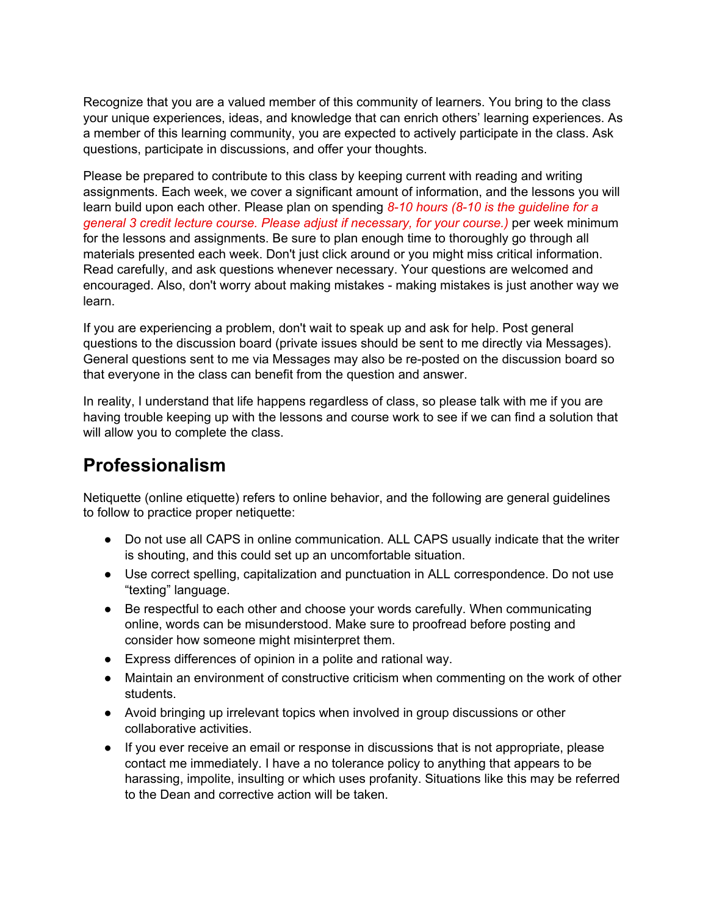Recognize that you are a valued member of this community of learners. You bring to the class your unique experiences, ideas, and knowledge that can enrich others' learning experiences. As a member of this learning community, you are expected to actively participate in the class. Ask questions, participate in discussions, and offer your thoughts.

Please be prepared to contribute to this class by keeping current with reading and writing assignments. Each week, we cover a significant amount of information, and the lessons you will learn build upon each other. Please plan on spending *8-10 hours (8-10 is the guideline for a general 3 credit lecture course. Please adjust if necessary, for your course.)* per week minimum for the lessons and assignments. Be sure to plan enough time to thoroughly go through all materials presented each week. Don't just click around or you might miss critical information. Read carefully, and ask questions whenever necessary. Your questions are welcomed and encouraged. Also, don't worry about making mistakes - making mistakes is just another way we learn.

If you are experiencing a problem, don't wait to speak up and ask for help. Post general questions to the discussion board (private issues should be sent to me directly via Messages). General questions sent to me via Messages may also be re-posted on the discussion board so that everyone in the class can benefit from the question and answer.

In reality, I understand that life happens regardless of class, so please talk with me if you are having trouble keeping up with the lessons and course work to see if we can find a solution that will allow you to complete the class.

## Professionalism

Netiquette (online etiquette) refers to online behavior, and the following are general guidelines to follow to practice proper netiquette:

- Do not use all CAPS in online communication. ALL CAPS usually indicate that the writer is shouting, and this could set up an uncomfortable situation.
- Use correct spelling, capitalization and punctuation in ALL correspondence. Do not use "texting" language.
- Be respectful to each other and choose your words carefully. When communicating online, words can be misunderstood. Make sure to proofread before posting and consider how someone might misinterpret them.
- Express differences of opinion in a polite and rational way.
- Maintain an environment of constructive criticism when commenting on the work of other students.
- Avoid bringing up irrelevant topics when involved in group discussions or other collaborative activities.
- If you ever receive an email or response in discussions that is not appropriate, please contact me immediately. I have a no tolerance policy to anything that appears to be harassing, impolite, insulting or which uses profanity. Situations like this may be referred to the Dean and corrective action will be taken.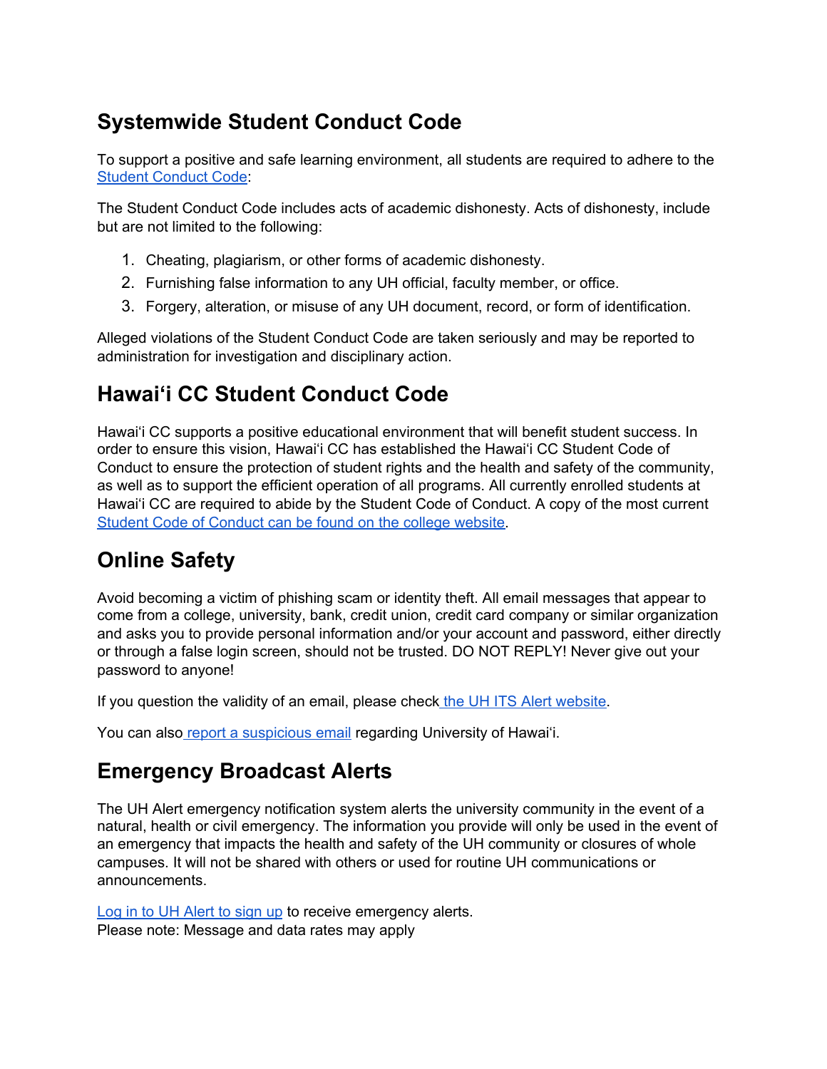## Systemwide Student Conduct Code

To support a positive and safe learning environment, all students are required to adhere to the [Student Conduct Code]():

The Student Conduct Code includes acts of academic dishonesty. Acts of dishonesty, include but are not limited to the following:

1. Cheating, plagiarism, or other forms of academic dishonesty.
2. Furnishing false information to any UH official, faculty member, or office.
3. Forgery, alteration, or misuse of any UH document, record, or form of identification.

Alleged violations of the Student Conduct Code are taken seriously and may be reported to administration for investigation and disciplinary action.

## Hawaiʻi CC Student Conduct Code

Hawai'i CC supports a positive educational environment that will benefit student success. In order to ensure this vision, Hawai'i CC has established the Hawai'i CC Student Code of Conduct to ensure the protection of student rights and the health and safety of the community, as well as to support the efficient operation of all programs. All currently enrolled students at Hawai'i CC are required to abide by the Student Code of Conduct. A copy of the most current [Student Code of Conduct can be found on the college website]().

## Online Safety

Avoid becoming a victim of phishing scam or identity theft. All email messages that appear to come from a college, university, bank, credit union, credit card company or similar organization and asks you to provide personal information and/or your account and password, either directly or through a false login screen, should not be trusted. DO NOT REPLY! Never give out your password to anyone!

If you question the validity of an email, please check [the UH ITS Alert website]().

You can also [report a suspicious email]() regarding University of Hawaiʻi.

## Emergency Broadcast Alerts

The UH Alert emergency notification system alerts the university community in the event of a natural, health or civil emergency. The information you provide will only be used in the event of an emergency that impacts the health and safety of the UH community or closures of whole campuses. It will not be shared with others or used for routine UH communications or announcements.

[Log in to UH Alert to sign up]() to receive emergency alerts.
Please note: Message and data rates may apply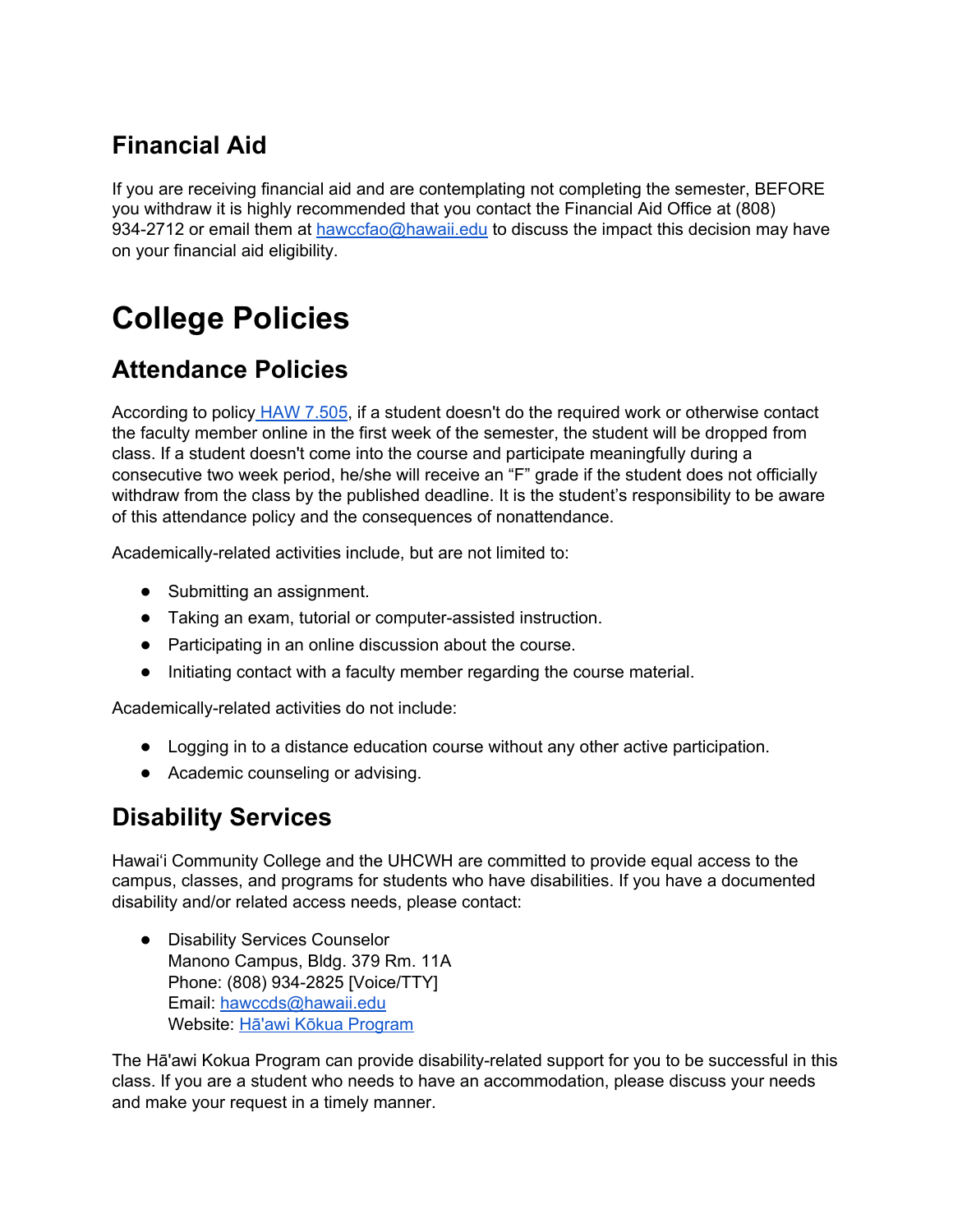## Financial Aid

If you are receiving financial aid and are contemplating not completing the semester, BEFORE you withdraw it is highly recommended that you contact the Financial Aid Office at (808) 934-2712 or email them at [hawccfao@hawaii.edu](mailto:hawccfao@hawaii.edu) to discuss the impact this decision may have on your financial aid eligibility.

# College Policies

## Attendance Policies

According to policy [HAW 7.505](), if a student doesn't do the required work or otherwise contact the faculty member online in the first week of the semester, the student will be dropped from class. If a student doesn't come into the course and participate meaningfully during a consecutive two week period, he/she will receive an "F" grade if the student does not officially withdraw from the class by the published deadline. It is the student's responsibility to be aware of this attendance policy and the consequences of nonattendance.

Academically-related activities include, but are not limited to:

- Submitting an assignment.
- Taking an exam, tutorial or computer-assisted instruction.
- Participating in an online discussion about the course.
- Initiating contact with a faculty member regarding the course material.

Academically-related activities do not include:

- Logging in to a distance education course without any other active participation.
- Academic counseling or advising.

## Disability Services

Hawaiʻi Community College and the UHCWH are committed to provide equal access to the campus, classes, and programs for students who have disabilities. If you have a documented disability and/or related access needs, please contact:

- Disability Services Counselor
  Manono Campus, Bldg. 379 Rm. 11A
  Phone: (808) 934-2825 [Voice/TTY]
  Email: [hawccds@hawaii.edu](mailto:hawccds@hawaii.edu)
  Website: [Hā'awi Kōkua Program]()

The Hā'awi Kokua Program can provide disability-related support for you to be successful in this class. If you are a student who needs to have an accommodation, please discuss your needs and make your request in a timely manner.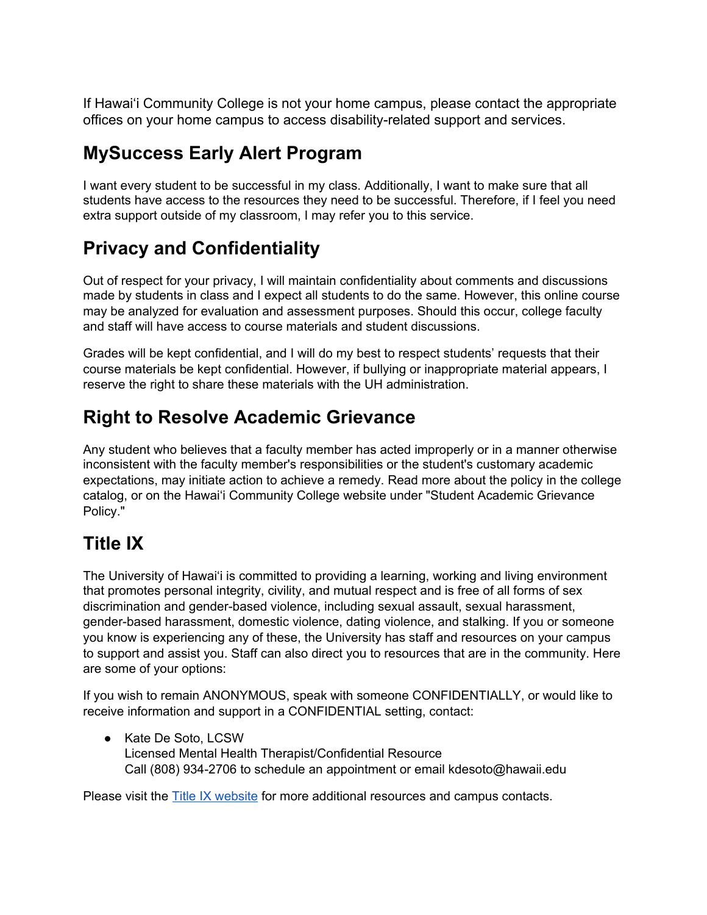If Hawaiʻi Community College is not your home campus, please contact the appropriate offices on your home campus to access disability-related support and services.

## MySuccess Early Alert Program

I want every student to be successful in my class. Additionally, I want to make sure that all students have access to the resources they need to be successful. Therefore, if I feel you need extra support outside of my classroom, I may refer you to this service.

## Privacy and Confidentiality

Out of respect for your privacy, I will maintain confidentiality about comments and discussions made by students in class and I expect all students to do the same. However, this online course may be analyzed for evaluation and assessment purposes. Should this occur, college faculty and staff will have access to course materials and student discussions.

Grades will be kept confidential, and I will do my best to respect students' requests that their course materials be kept confidential. However, if bullying or inappropriate material appears, I reserve the right to share these materials with the UH administration.

## Right to Resolve Academic Grievance

Any student who believes that a faculty member has acted improperly or in a manner otherwise inconsistent with the faculty member's responsibilities or the student's customary academic expectations, may initiate action to achieve a remedy. Read more about the policy in the college catalog, or on the Hawaiʻi Community College website under "Student Academic Grievance Policy."

## Title IX

The University of Hawaiʻi is committed to providing a learning, working and living environment that promotes personal integrity, civility, and mutual respect and is free of all forms of sex discrimination and gender-based violence, including sexual assault, sexual harassment, gender-based harassment, domestic violence, dating violence, and stalking. If you or someone you know is experiencing any of these, the University has staff and resources on your campus to support and assist you. Staff can also direct you to resources that are in the community. Here are some of your options:

If you wish to remain ANONYMOUS, speak with someone CONFIDENTIALLY, or would like to receive information and support in a CONFIDENTIAL setting, contact:

- Kate De Soto, LCSW
  Licensed Mental Health Therapist/Confidential Resource
  Call (808) 934-2706 to schedule an appointment or email kdesoto@hawaii.edu

Please visit the [Title IX website]() for more additional resources and campus contacts.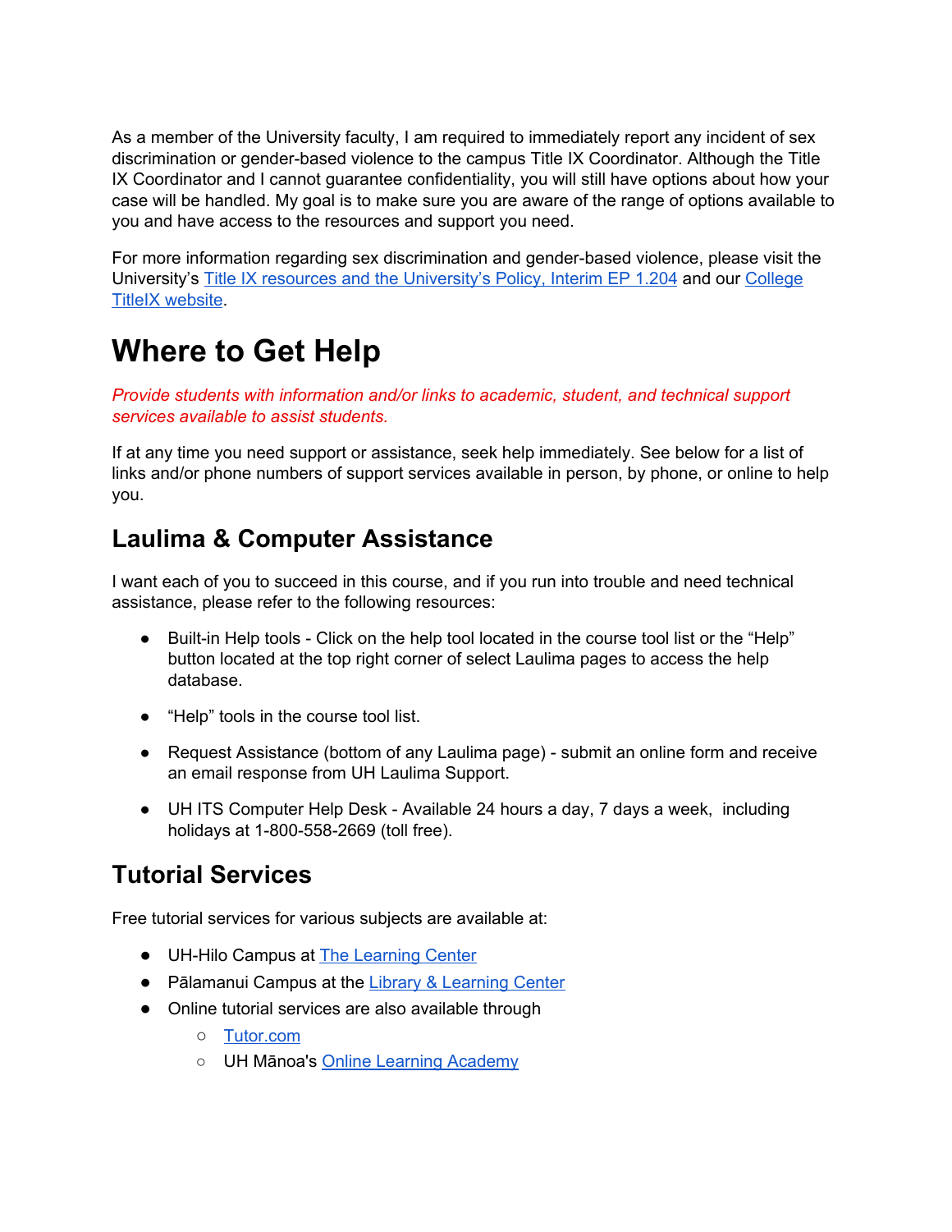As a member of the University faculty, I am required to immediately report any incident of sex discrimination or gender-based violence to the campus Title IX Coordinator. Although the Title IX Coordinator and I cannot guarantee confidentiality, you will still have options about how your case will be handled. My goal is to make sure you are aware of the range of options available to you and have access to the resources and support you need.

For more information regarding sex discrimination and gender-based violence, please visit the University's [Title IX resources and the University's Policy, Interim EP 1.204]() and our [College TitleIX website]().

# Where to Get Help

*Provide students with information and/or links to academic, student, and technical support services available to assist students.*

If at any time you need support or assistance, seek help immediately. See below for a list of links and/or phone numbers of support services available in person, by phone, or online to help you.

## Laulima & Computer Assistance

I want each of you to succeed in this course, and if you run into trouble and need technical assistance, please refer to the following resources:

- Built-in Help tools - Click on the help tool located in the course tool list or the "Help" button located at the top right corner of select Laulima pages to access the help database.
- "Help" tools in the course tool list.
- Request Assistance (bottom of any Laulima page) - submit an online form and receive an email response from UH Laulima Support.
- UH ITS Computer Help Desk - Available 24 hours a day, 7 days a week, including holidays at 1-800-558-2669 (toll free).

## Tutorial Services

Free tutorial services for various subjects are available at:

- UH-Hilo Campus at [The Learning Center]()
- Pālamanui Campus at the [Library & Learning Center]()
- Online tutorial services are also available through
  - [Tutor.com]()
  - UH Mānoa's [Online Learning Academy]()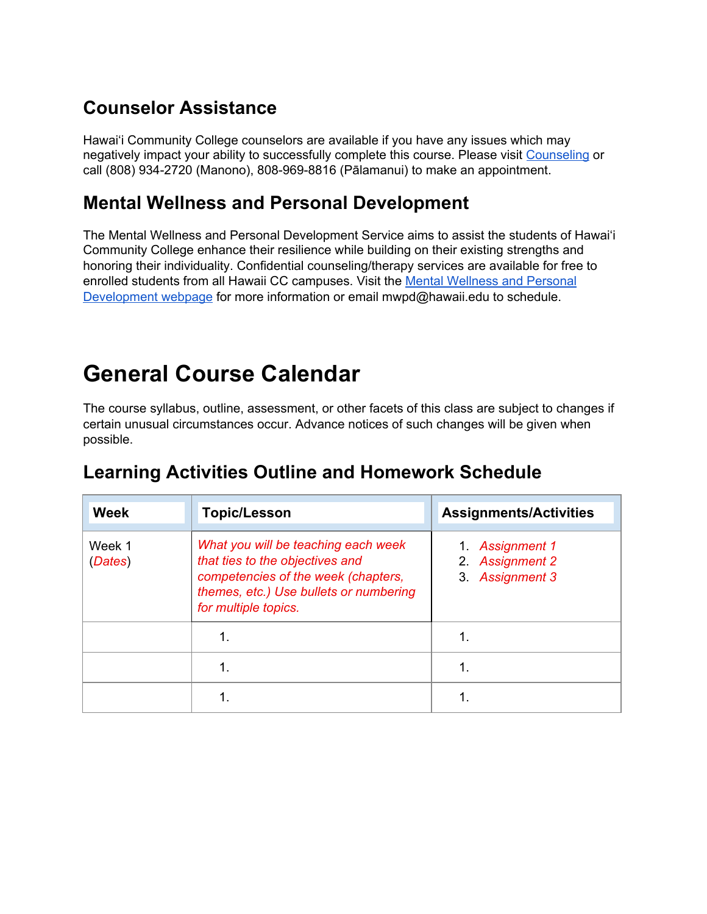## Counselor Assistance

Hawaiʻi Community College counselors are available if you have any issues which may negatively impact your ability to successfully complete this course. Please visit [Counseling]() or call (808) 934-2720 (Manono), 808-969-8816 (Pālamanui) to make an appointment.

## Mental Wellness and Personal Development

The Mental Wellness and Personal Development Service aims to assist the students of Hawaiʻi Community College enhance their resilience while building on their existing strengths and honoring their individuality. Confidential counseling/therapy services are available for free to enrolled students from all Hawaii CC campuses. Visit the [Mental Wellness and Personal Development webpage]() for more information or email mwpd@hawaii.edu to schedule.

# General Course Calendar

The course syllabus, outline, assessment, or other facets of this class are subject to changes if certain unusual circumstances occur. Advance notices of such changes will be given when possible.

## Learning Activities Outline and Homework Schedule

| Week | Topic/Lesson | Assignments/Activities |
|---|---|---|
| Week 1 (*Dates*) | *What you will be teaching each week that ties to the objectives and competencies of the week (chapters, themes, etc.) Use bullets or numbering for multiple topics.* | 1. *Assignment 1*<br>2. *Assignment 2*<br>3. *Assignment 3* |
| | 1. | 1. |
| | 1. | 1. |
| | 1. | 1. |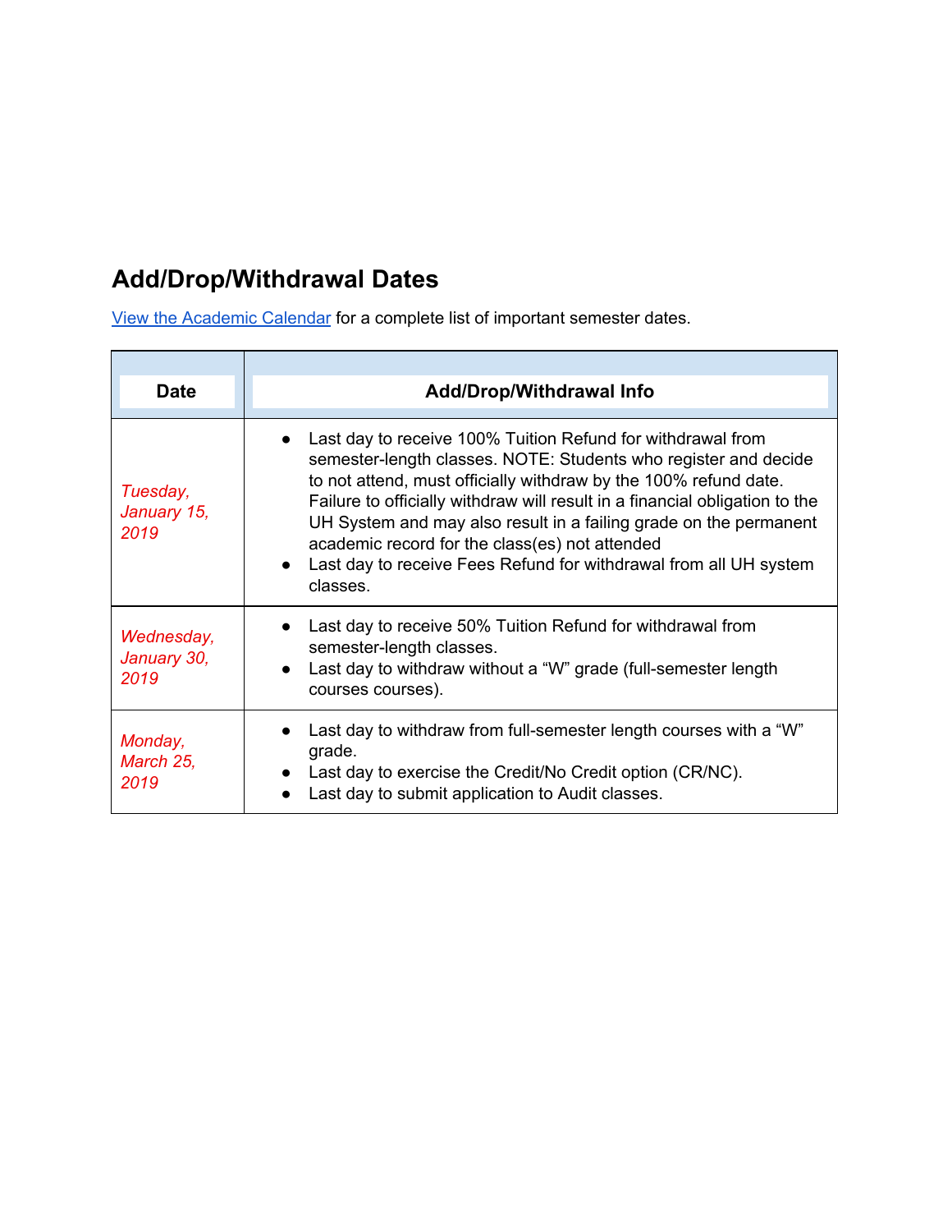## Add/Drop/Withdrawal Dates

[View the Academic Calendar](#) for a complete list of important semester dates.

| Date | Add/Drop/Withdrawal Info |
| --- | --- |
| *Tuesday, January 15, 2019* | • Last day to receive 100% Tuition Refund for withdrawal from semester-length classes. NOTE: Students who register and decide to not attend, must officially withdraw by the 100% refund date. Failure to officially withdraw will result in a financial obligation to the UH System and may also result in a failing grade on the permanent academic record for the class(es) not attended<br>• Last day to receive Fees Refund for withdrawal from all UH system classes. |
| *Wednesday, January 30, 2019* | • Last day to receive 50% Tuition Refund for withdrawal from semester-length classes.<br>• Last day to withdraw without a "W" grade (full-semester length courses courses). |
| *Monday, March 25, 2019* | • Last day to withdraw from full-semester length courses with a "W" grade.<br>• Last day to exercise the Credit/No Credit option (CR/NC).<br>• Last day to submit application to Audit classes. |